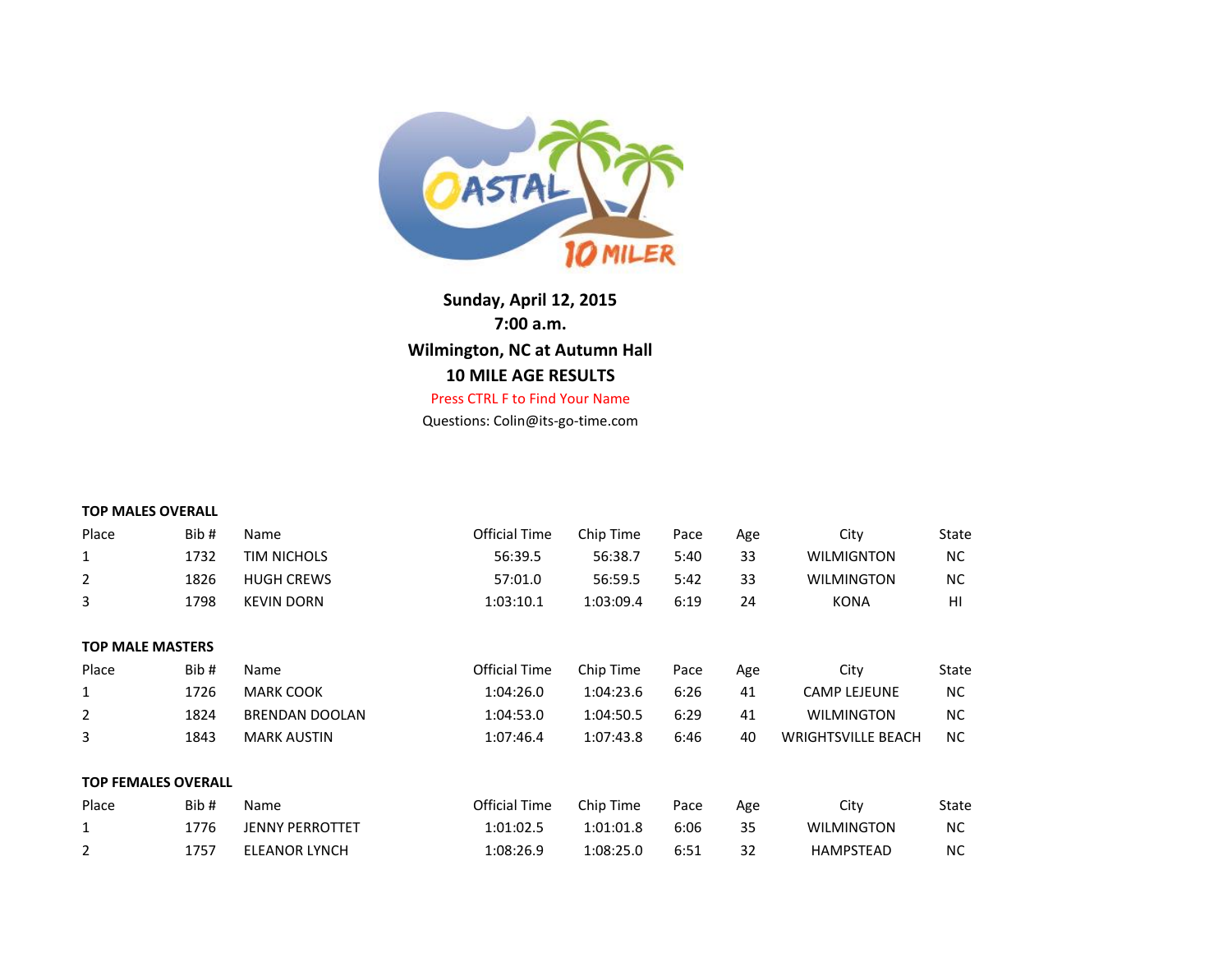**Sunday, April 12, 2015**
**7:00 a.m.**
**Wilmington, NC at Autumn Hall**
**10 MILE AGE RESULTS**

Press CTRL F to Find Your Name

Questions: Colin@its-go-time.com

**TOP MALES OVERALL**

| Place | Bib # | Name | Official Time | Chip Time | Pace | Age | City | State |
|---|---|---|---|---|---|---|---|---|
| 1 | 1732 | TIM NICHOLS | 56:39.5 | 56:38.7 | 5:40 | 33 | WILMIGNTON | NC |
| 2 | 1826 | HUGH CREWS | 57:01.0 | 56:59.5 | 5:42 | 33 | WILMINGTON | NC |
| 3 | 1798 | KEVIN DORN | 1:03:10.1 | 1:03:09.4 | 6:19 | 24 | KONA | HI |

**TOP MALE MASTERS**

| Place | Bib # | Name | Official Time | Chip Time | Pace | Age | City | State |
|---|---|---|---|---|---|---|---|---|
| 1 | 1726 | MARK COOK | 1:04:26.0 | 1:04:23.6 | 6:26 | 41 | CAMP LEJEUNE | NC |
| 2 | 1824 | BRENDAN DOOLAN | 1:04:53.0 | 1:04:50.5 | 6:29 | 41 | WILMINGTON | NC |
| 3 | 1843 | MARK AUSTIN | 1:07:46.4 | 1:07:43.8 | 6:46 | 40 | WRIGHTSVILLE BEACH | NC |

**TOP FEMALES OVERALL**

| Place | Bib # | Name | Official Time | Chip Time | Pace | Age | City | State |
|---|---|---|---|---|---|---|---|---|
| 1 | 1776 | JENNY PERROTTET | 1:01:02.5 | 1:01:01.8 | 6:06 | 35 | WILMINGTON | NC |
| 2 | 1757 | ELEANOR LYNCH | 1:08:26.9 | 1:08:25.0 | 6:51 | 32 | HAMPSTEAD | NC |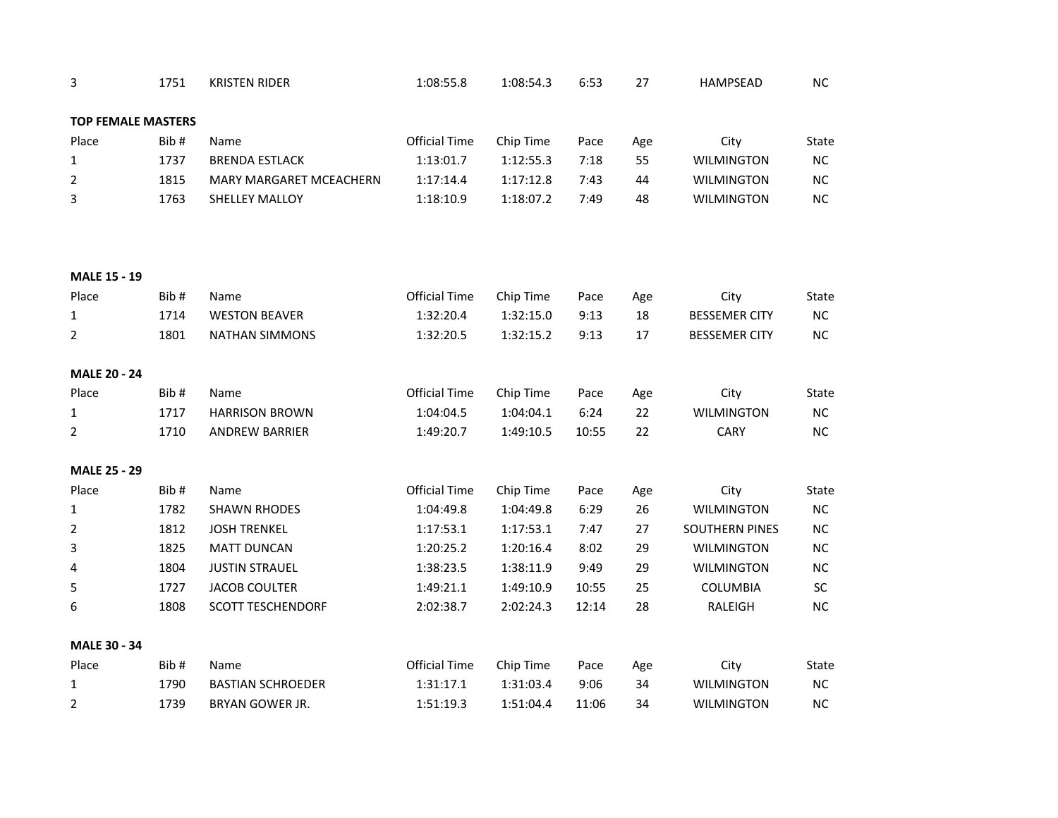| 3 | 1751 | KRISTEN RIDER | 1:08:55.8 | 1:08:54.3 | 6:53 | 27 | HAMPSEAD | NC |
|---|---|---|---|---|---|---|---|---|

**TOP FEMALE MASTERS**

| Place | Bib # | Name | Official Time | Chip Time | Pace | Age | City | State |
|---|---|---|---|---|---|---|---|---|
| 1 | 1737 | BRENDA ESTLACK | 1:13:01.7 | 1:12:55.3 | 7:18 | 55 | WILMINGTON | NC |
| 2 | 1815 | MARY MARGARET MCEACHERN | 1:17:14.4 | 1:17:12.8 | 7:43 | 44 | WILMINGTON | NC |
| 3 | 1763 | SHELLEY MALLOY | 1:18:10.9 | 1:18:07.2 | 7:49 | 48 | WILMINGTON | NC |

**MALE 15 - 19**

| Place | Bib # | Name | Official Time | Chip Time | Pace | Age | City | State |
|---|---|---|---|---|---|---|---|---|
| 1 | 1714 | WESTON BEAVER | 1:32:20.4 | 1:32:15.0 | 9:13 | 18 | BESSEMER CITY | NC |
| 2 | 1801 | NATHAN SIMMONS | 1:32:20.5 | 1:32:15.2 | 9:13 | 17 | BESSEMER CITY | NC |

**MALE 20 - 24**

| Place | Bib # | Name | Official Time | Chip Time | Pace | Age | City | State |
|---|---|---|---|---|---|---|---|---|
| 1 | 1717 | HARRISON BROWN | 1:04:04.5 | 1:04:04.1 | 6:24 | 22 | WILMINGTON | NC |
| 2 | 1710 | ANDREW BARRIER | 1:49:20.7 | 1:49:10.5 | 10:55 | 22 | CARY | NC |

**MALE 25 - 29**

| Place | Bib # | Name | Official Time | Chip Time | Pace | Age | City | State |
|---|---|---|---|---|---|---|---|---|
| 1 | 1782 | SHAWN RHODES | 1:04:49.8 | 1:04:49.8 | 6:29 | 26 | WILMINGTON | NC |
| 2 | 1812 | JOSH TRENKEL | 1:17:53.1 | 1:17:53.1 | 7:47 | 27 | SOUTHERN PINES | NC |
| 3 | 1825 | MATT DUNCAN | 1:20:25.2 | 1:20:16.4 | 8:02 | 29 | WILMINGTON | NC |
| 4 | 1804 | JUSTIN STRAUEL | 1:38:23.5 | 1:38:11.9 | 9:49 | 29 | WILMINGTON | NC |
| 5 | 1727 | JACOB COULTER | 1:49:21.1 | 1:49:10.9 | 10:55 | 25 | COLUMBIA | SC |
| 6 | 1808 | SCOTT TESCHENDORF | 2:02:38.7 | 2:02:24.3 | 12:14 | 28 | RALEIGH | NC |

**MALE 30 - 34**

| Place | Bib # | Name | Official Time | Chip Time | Pace | Age | City | State |
|---|---|---|---|---|---|---|---|---|
| 1 | 1790 | BASTIAN SCHROEDER | 1:31:17.1 | 1:31:03.4 | 9:06 | 34 | WILMINGTON | NC |
| 2 | 1739 | BRYAN GOWER JR. | 1:51:19.3 | 1:51:04.4 | 11:06 | 34 | WILMINGTON | NC |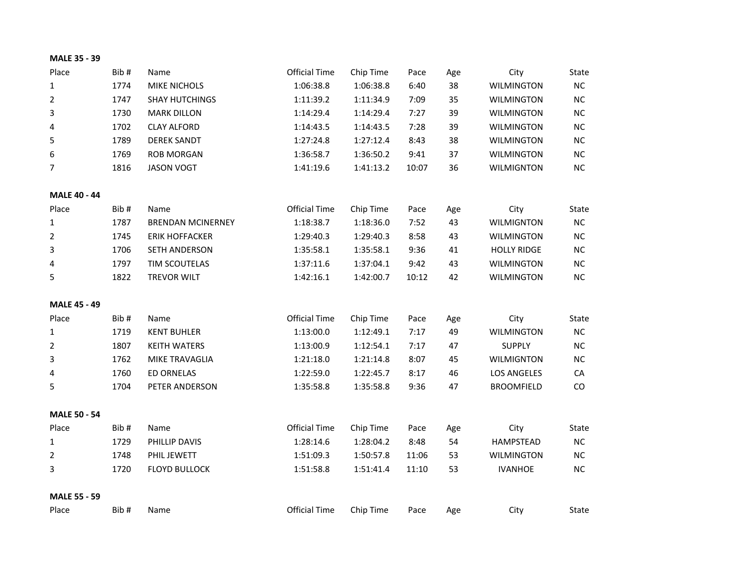**MALE 35 - 39**

| Place | Bib # | Name | Official Time | Chip Time | Pace | Age | City | State |
|---|---|---|---|---|---|---|---|---|
| 1 | 1774 | MIKE NICHOLS | 1:06:38.8 | 1:06:38.8 | 6:40 | 38 | WILMINGTON | NC |
| 2 | 1747 | SHAY HUTCHINGS | 1:11:39.2 | 1:11:34.9 | 7:09 | 35 | WILMINGTON | NC |
| 3 | 1730 | MARK DILLON | 1:14:29.4 | 1:14:29.4 | 7:27 | 39 | WILMINGTON | NC |
| 4 | 1702 | CLAY ALFORD | 1:14:43.5 | 1:14:43.5 | 7:28 | 39 | WILMINGTON | NC |
| 5 | 1789 | DEREK SANDT | 1:27:24.8 | 1:27:12.4 | 8:43 | 38 | WILMINGTON | NC |
| 6 | 1769 | ROB MORGAN | 1:36:58.7 | 1:36:50.2 | 9:41 | 37 | WILMINGTON | NC |
| 7 | 1816 | JASON VOGT | 1:41:19.6 | 1:41:13.2 | 10:07 | 36 | WILMIGNTON | NC |

**MALE 40 - 44**

| Place | Bib # | Name | Official Time | Chip Time | Pace | Age | City | State |
|---|---|---|---|---|---|---|---|---|
| 1 | 1787 | BRENDAN MCINERNEY | 1:18:38.7 | 1:18:36.0 | 7:52 | 43 | WILMIGNTON | NC |
| 2 | 1745 | ERIK HOFFACKER | 1:29:40.3 | 1:29:40.3 | 8:58 | 43 | WILMINGTON | NC |
| 3 | 1706 | SETH ANDERSON | 1:35:58.1 | 1:35:58.1 | 9:36 | 41 | HOLLY RIDGE | NC |
| 4 | 1797 | TIM SCOUTELAS | 1:37:11.6 | 1:37:04.1 | 9:42 | 43 | WILMINGTON | NC |
| 5 | 1822 | TREVOR WILT | 1:42:16.1 | 1:42:00.7 | 10:12 | 42 | WILMINGTON | NC |

**MALE 45 - 49**

| Place | Bib # | Name | Official Time | Chip Time | Pace | Age | City | State |
|---|---|---|---|---|---|---|---|---|
| 1 | 1719 | KENT BUHLER | 1:13:00.0 | 1:12:49.1 | 7:17 | 49 | WILMINGTON | NC |
| 2 | 1807 | KEITH WATERS | 1:13:00.9 | 1:12:54.1 | 7:17 | 47 | SUPPLY | NC |
| 3 | 1762 | MIKE TRAVAGLIA | 1:21:18.0 | 1:21:14.8 | 8:07 | 45 | WILMIGNTON | NC |
| 4 | 1760 | ED ORNELAS | 1:22:59.0 | 1:22:45.7 | 8:17 | 46 | LOS ANGELES | CA |
| 5 | 1704 | PETER ANDERSON | 1:35:58.8 | 1:35:58.8 | 9:36 | 47 | BROOMFIELD | CO |

**MALE 50 - 54**

| Place | Bib # | Name | Official Time | Chip Time | Pace | Age | City | State |
|---|---|---|---|---|---|---|---|---|
| 1 | 1729 | PHILLIP DAVIS | 1:28:14.6 | 1:28:04.2 | 8:48 | 54 | HAMPSTEAD | NC |
| 2 | 1748 | PHIL JEWETT | 1:51:09.3 | 1:50:57.8 | 11:06 | 53 | WILMINGTON | NC |
| 3 | 1720 | FLOYD BULLOCK | 1:51:58.8 | 1:51:41.4 | 11:10 | 53 | IVANHOE | NC |

**MALE 55 - 59**

| Place | Bib # | Name | Official Time | Chip Time | Pace | Age | City | State |
|---|---|---|---|---|---|---|---|---|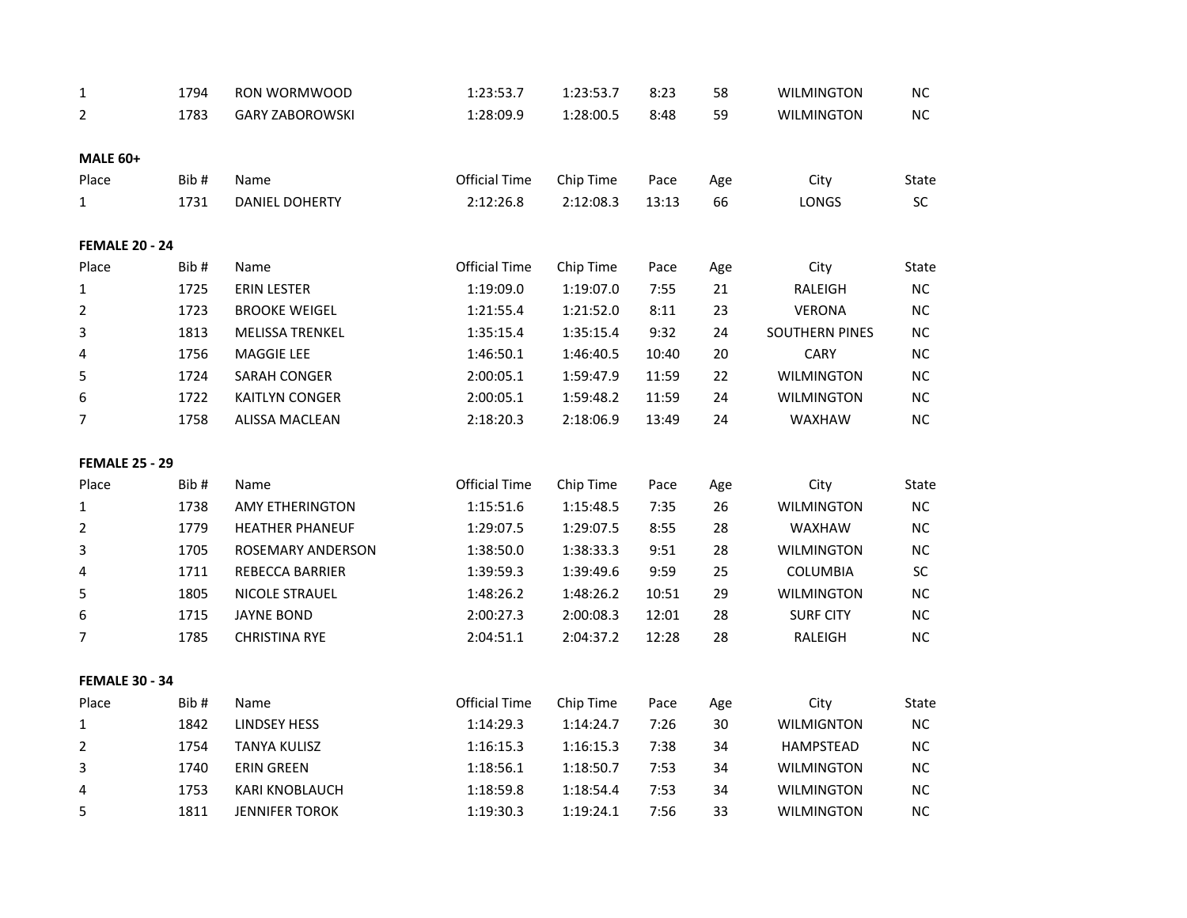| | | | | | | | | |
|---|---|---|---|---|---|---|---|---|
| 1 | 1794 | RON WORMWOOD | 1:23:53.7 | 1:23:53.7 | 8:23 | 58 | WILMINGTON | NC |
| 2 | 1783 | GARY ZABOROWSKI | 1:28:09.9 | 1:28:00.5 | 8:48 | 59 | WILMINGTON | NC |

**MALE 60+**

| Place | Bib # | Name | Official Time | Chip Time | Pace | Age | City | State |
|---|---|---|---|---|---|---|---|---|
| 1 | 1731 | DANIEL DOHERTY | 2:12:26.8 | 2:12:08.3 | 13:13 | 66 | LONGS | SC |

**FEMALE 20 - 24**

| Place | Bib # | Name | Official Time | Chip Time | Pace | Age | City | State |
|---|---|---|---|---|---|---|---|---|
| 1 | 1725 | ERIN LESTER | 1:19:09.0 | 1:19:07.0 | 7:55 | 21 | RALEIGH | NC |
| 2 | 1723 | BROOKE WEIGEL | 1:21:55.4 | 1:21:52.0 | 8:11 | 23 | VERONA | NC |
| 3 | 1813 | MELISSA TRENKEL | 1:35:15.4 | 1:35:15.4 | 9:32 | 24 | SOUTHERN PINES | NC |
| 4 | 1756 | MAGGIE LEE | 1:46:50.1 | 1:46:40.5 | 10:40 | 20 | CARY | NC |
| 5 | 1724 | SARAH CONGER | 2:00:05.1 | 1:59:47.9 | 11:59 | 22 | WILMINGTON | NC |
| 6 | 1722 | KAITLYN CONGER | 2:00:05.1 | 1:59:48.2 | 11:59 | 24 | WILMINGTON | NC |
| 7 | 1758 | ALISSA MACLEAN | 2:18:20.3 | 2:18:06.9 | 13:49 | 24 | WAXHAW | NC |

**FEMALE 25 - 29**

| Place | Bib # | Name | Official Time | Chip Time | Pace | Age | City | State |
|---|---|---|---|---|---|---|---|---|
| 1 | 1738 | AMY ETHERINGTON | 1:15:51.6 | 1:15:48.5 | 7:35 | 26 | WILMINGTON | NC |
| 2 | 1779 | HEATHER PHANEUF | 1:29:07.5 | 1:29:07.5 | 8:55 | 28 | WAXHAW | NC |
| 3 | 1705 | ROSEMARY ANDERSON | 1:38:50.0 | 1:38:33.3 | 9:51 | 28 | WILMINGTON | NC |
| 4 | 1711 | REBECCA BARRIER | 1:39:59.3 | 1:39:49.6 | 9:59 | 25 | COLUMBIA | SC |
| 5 | 1805 | NICOLE STRAUEL | 1:48:26.2 | 1:48:26.2 | 10:51 | 29 | WILMINGTON | NC |
| 6 | 1715 | JAYNE BOND | 2:00:27.3 | 2:00:08.3 | 12:01 | 28 | SURF CITY | NC |
| 7 | 1785 | CHRISTINA RYE | 2:04:51.1 | 2:04:37.2 | 12:28 | 28 | RALEIGH | NC |

**FEMALE 30 - 34**

| Place | Bib # | Name | Official Time | Chip Time | Pace | Age | City | State |
|---|---|---|---|---|---|---|---|---|
| 1 | 1842 | LINDSEY HESS | 1:14:29.3 | 1:14:24.7 | 7:26 | 30 | WILMIGNTON | NC |
| 2 | 1754 | TANYA KULISZ | 1:16:15.3 | 1:16:15.3 | 7:38 | 34 | HAMPSTEAD | NC |
| 3 | 1740 | ERIN GREEN | 1:18:56.1 | 1:18:50.7 | 7:53 | 34 | WILMINGTON | NC |
| 4 | 1753 | KARI KNOBLAUCH | 1:18:59.8 | 1:18:54.4 | 7:53 | 34 | WILMINGTON | NC |
| 5 | 1811 | JENNIFER TOROK | 1:19:30.3 | 1:19:24.1 | 7:56 | 33 | WILMINGTON | NC |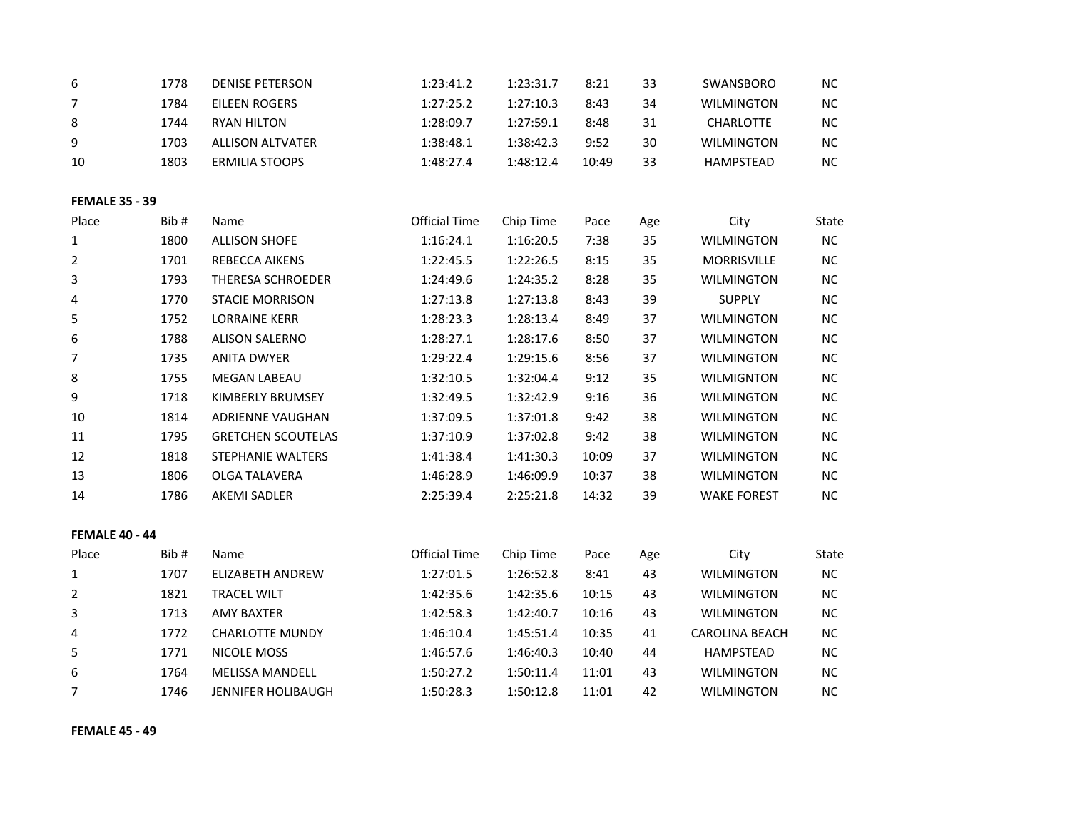| | | | | | | | | |
|---|---|---|---|---|---|---|---|---|
| 6 | 1778 | DENISE PETERSON | 1:23:41.2 | 1:23:31.7 | 8:21 | 33 | SWANSBORO | NC |
| 7 | 1784 | EILEEN ROGERS | 1:27:25.2 | 1:27:10.3 | 8:43 | 34 | WILMINGTON | NC |
| 8 | 1744 | RYAN HILTON | 1:28:09.7 | 1:27:59.1 | 8:48 | 31 | CHARLOTTE | NC |
| 9 | 1703 | ALLISON ALTVATER | 1:38:48.1 | 1:38:42.3 | 9:52 | 30 | WILMINGTON | NC |
| 10 | 1803 | ERMILIA STOOPS | 1:48:27.4 | 1:48:12.4 | 10:49 | 33 | HAMPSTEAD | NC |

**FEMALE 35 - 39**

| Place | Bib # | Name | Official Time | Chip Time | Pace | Age | City | State |
|---|---|---|---|---|---|---|---|---|
| 1 | 1800 | ALLISON SHOFE | 1:16:24.1 | 1:16:20.5 | 7:38 | 35 | WILMINGTON | NC |
| 2 | 1701 | REBECCA AIKENS | 1:22:45.5 | 1:22:26.5 | 8:15 | 35 | MORRISVILLE | NC |
| 3 | 1793 | THERESA SCHROEDER | 1:24:49.6 | 1:24:35.2 | 8:28 | 35 | WILMINGTON | NC |
| 4 | 1770 | STACIE MORRISON | 1:27:13.8 | 1:27:13.8 | 8:43 | 39 | SUPPLY | NC |
| 5 | 1752 | LORRAINE KERR | 1:28:23.3 | 1:28:13.4 | 8:49 | 37 | WILMINGTON | NC |
| 6 | 1788 | ALISON SALERNO | 1:28:27.1 | 1:28:17.6 | 8:50 | 37 | WILMINGTON | NC |
| 7 | 1735 | ANITA DWYER | 1:29:22.4 | 1:29:15.6 | 8:56 | 37 | WILMINGTON | NC |
| 8 | 1755 | MEGAN LABEAU | 1:32:10.5 | 1:32:04.4 | 9:12 | 35 | WILMIGNTON | NC |
| 9 | 1718 | KIMBERLY BRUMSEY | 1:32:49.5 | 1:32:42.9 | 9:16 | 36 | WILMINGTON | NC |
| 10 | 1814 | ADRIENNE VAUGHAN | 1:37:09.5 | 1:37:01.8 | 9:42 | 38 | WILMINGTON | NC |
| 11 | 1795 | GRETCHEN SCOUTELAS | 1:37:10.9 | 1:37:02.8 | 9:42 | 38 | WILMINGTON | NC |
| 12 | 1818 | STEPHANIE WALTERS | 1:41:38.4 | 1:41:30.3 | 10:09 | 37 | WILMINGTON | NC |
| 13 | 1806 | OLGA TALAVERA | 1:46:28.9 | 1:46:09.9 | 10:37 | 38 | WILMINGTON | NC |
| 14 | 1786 | AKEMI SADLER | 2:25:39.4 | 2:25:21.8 | 14:32 | 39 | WAKE FOREST | NC |

**FEMALE 40 - 44**

| Place | Bib # | Name | Official Time | Chip Time | Pace | Age | City | State |
|---|---|---|---|---|---|---|---|---|
| 1 | 1707 | ELIZABETH ANDREW | 1:27:01.5 | 1:26:52.8 | 8:41 | 43 | WILMINGTON | NC |
| 2 | 1821 | TRACEL WILT | 1:42:35.6 | 1:42:35.6 | 10:15 | 43 | WILMINGTON | NC |
| 3 | 1713 | AMY BAXTER | 1:42:58.3 | 1:42:40.7 | 10:16 | 43 | WILMINGTON | NC |
| 4 | 1772 | CHARLOTTE MUNDY | 1:46:10.4 | 1:45:51.4 | 10:35 | 41 | CAROLINA BEACH | NC |
| 5 | 1771 | NICOLE MOSS | 1:46:57.6 | 1:46:40.3 | 10:40 | 44 | HAMPSTEAD | NC |
| 6 | 1764 | MELISSA MANDELL | 1:50:27.2 | 1:50:11.4 | 11:01 | 43 | WILMINGTON | NC |
| 7 | 1746 | JENNIFER HOLIBAUGH | 1:50:28.3 | 1:50:12.8 | 11:01 | 42 | WILMINGTON | NC |

**FEMALE 45 - 49**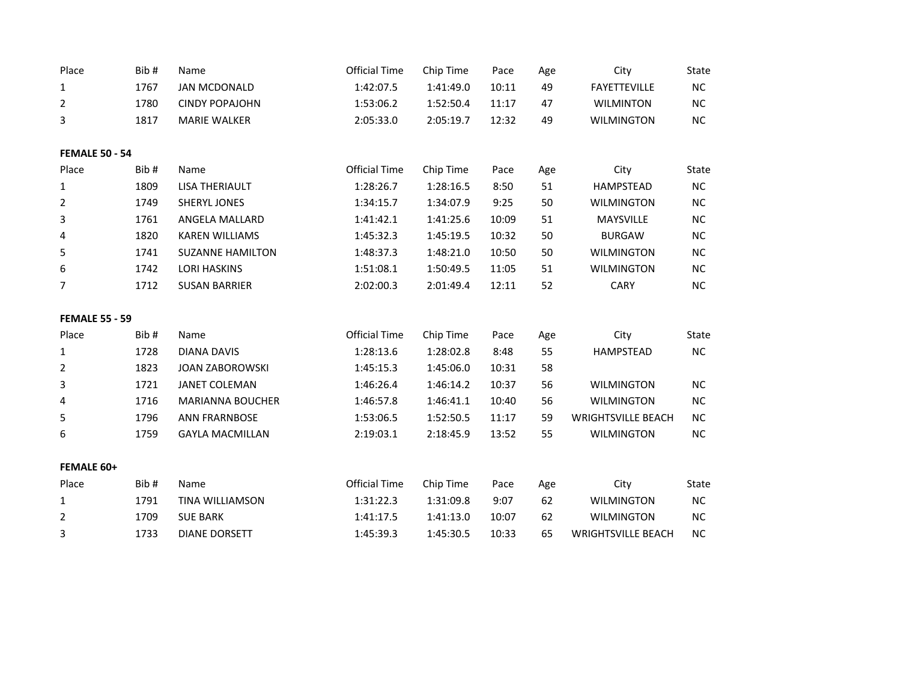| Place | Bib # | Name | Official Time | Chip Time | Pace | Age | City | State |
|---|---|---|---|---|---|---|---|---|
| 1 | 1767 | JAN MCDONALD | 1:42:07.5 | 1:41:49.0 | 10:11 | 49 | FAYETTEVILLE | NC |
| 2 | 1780 | CINDY POPAJOHN | 1:53:06.2 | 1:52:50.4 | 11:17 | 47 | WILMINTON | NC |
| 3 | 1817 | MARIE WALKER | 2:05:33.0 | 2:05:19.7 | 12:32 | 49 | WILMINGTON | NC |

**FEMALE 50 - 54**

| Place | Bib # | Name | Official Time | Chip Time | Pace | Age | City | State |
|---|---|---|---|---|---|---|---|---|
| 1 | 1809 | LISA THERIAULT | 1:28:26.7 | 1:28:16.5 | 8:50 | 51 | HAMPSTEAD | NC |
| 2 | 1749 | SHERYL JONES | 1:34:15.7 | 1:34:07.9 | 9:25 | 50 | WILMINGTON | NC |
| 3 | 1761 | ANGELA MALLARD | 1:41:42.1 | 1:41:25.6 | 10:09 | 51 | MAYSVILLE | NC |
| 4 | 1820 | KAREN WILLIAMS | 1:45:32.3 | 1:45:19.5 | 10:32 | 50 | BURGAW | NC |
| 5 | 1741 | SUZANNE HAMILTON | 1:48:37.3 | 1:48:21.0 | 10:50 | 50 | WILMINGTON | NC |
| 6 | 1742 | LORI HASKINS | 1:51:08.1 | 1:50:49.5 | 11:05 | 51 | WILMINGTON | NC |
| 7 | 1712 | SUSAN BARRIER | 2:02:00.3 | 2:01:49.4 | 12:11 | 52 | CARY | NC |

**FEMALE 55 - 59**

| Place | Bib # | Name | Official Time | Chip Time | Pace | Age | City | State |
|---|---|---|---|---|---|---|---|---|
| 1 | 1728 | DIANA DAVIS | 1:28:13.6 | 1:28:02.8 | 8:48 | 55 | HAMPSTEAD | NC |
| 2 | 1823 | JOAN ZABOROWSKI | 1:45:15.3 | 1:45:06.0 | 10:31 | 58 | | |
| 3 | 1721 | JANET COLEMAN | 1:46:26.4 | 1:46:14.2 | 10:37 | 56 | WILMINGTON | NC |
| 4 | 1716 | MARIANNA BOUCHER | 1:46:57.8 | 1:46:41.1 | 10:40 | 56 | WILMINGTON | NC |
| 5 | 1796 | ANN FRARNBOSE | 1:53:06.5 | 1:52:50.5 | 11:17 | 59 | WRIGHTSVILLE BEACH | NC |
| 6 | 1759 | GAYLA MACMILLAN | 2:19:03.1 | 2:18:45.9 | 13:52 | 55 | WILMINGTON | NC |

**FEMALE 60+**

| Place | Bib # | Name | Official Time | Chip Time | Pace | Age | City | State |
|---|---|---|---|---|---|---|---|---|
| 1 | 1791 | TINA WILLIAMSON | 1:31:22.3 | 1:31:09.8 | 9:07 | 62 | WILMINGTON | NC |
| 2 | 1709 | SUE BARK | 1:41:17.5 | 1:41:13.0 | 10:07 | 62 | WILMINGTON | NC |
| 3 | 1733 | DIANE DORSETT | 1:45:39.3 | 1:45:30.5 | 10:33 | 65 | WRIGHTSVILLE BEACH | NC |